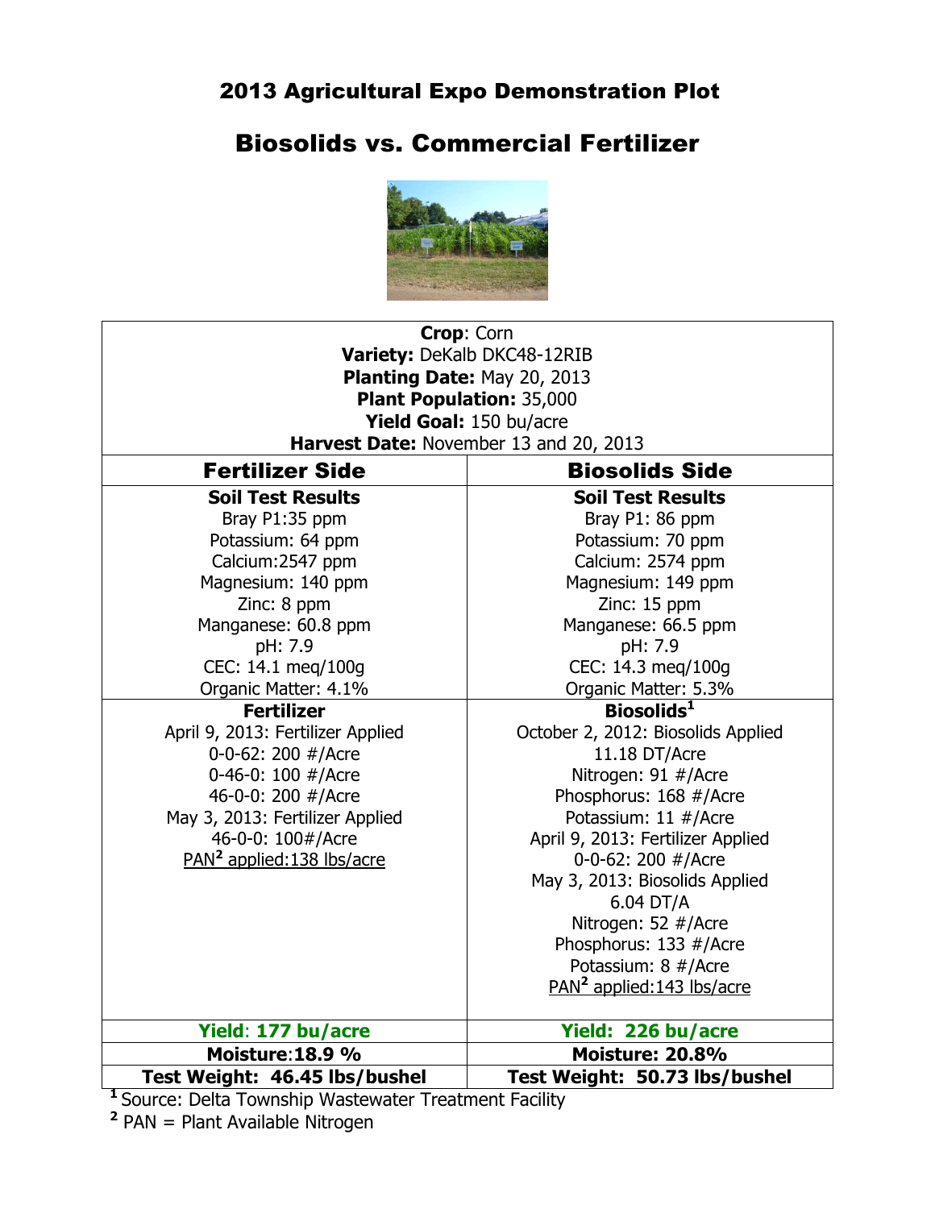# 2013 Agricultural Expo Demonstration Plot

## Biosolids vs. Commercial Fertilizer

| **Crop**: Corn<br>**Variety:** DeKalb DKC48-12RIB<br>**Planting Date:** May 20, 2013<br>**Plant Population:** 35,000<br>**Yield Goal:** 150 bu/acre<br>**Harvest Date:** November 13 and 20, 2013 | |
|---|---|
| **Fertilizer Side** | **Biosolids Side** |
| **Soil Test Results**<br>Bray P1:35 ppm<br>Potassium: 64 ppm<br>Calcium:2547 ppm<br>Magnesium: 140 ppm<br>Zinc: 8 ppm<br>Manganese: 60.8 ppm<br>pH: 7.9<br>CEC: 14.1 meq/100g<br>Organic Matter: 4.1% | **Soil Test Results**<br>Bray P1: 86 ppm<br>Potassium: 70 ppm<br>Calcium: 2574 ppm<br>Magnesium: 149 ppm<br>Zinc: 15 ppm<br>Manganese: 66.5 ppm<br>pH: 7.9<br>CEC: 14.3 meq/100g<br>Organic Matter: 5.3% |
| **Fertilizer**<br>April 9, 2013: Fertilizer Applied<br>0-0-62: 200 #/Acre<br>0-46-0: 100 #/Acre<br>46-0-0: 200 #/Acre<br>May 3, 2013: Fertilizer Applied<br>46-0-0: 100#/Acre<br>PAN[2] applied:138 lbs/acre | **Biosolids[1]**<br>October 2, 2012: Biosolids Applied<br>11.18 DT/Acre<br>Nitrogen: 91 #/Acre<br>Phosphorus: 168 #/Acre<br>Potassium: 11 #/Acre<br>April 9, 2013: Fertilizer Applied<br>0-0-62: 200 #/Acre<br>May 3, 2013: Biosolids Applied<br>6.04 DT/A<br>Nitrogen: 52 #/Acre<br>Phosphorus: 133 #/Acre<br>Potassium: 8 #/Acre<br>PAN[2] applied:143 lbs/acre |
| **Yield: 177 bu/acre** | **Yield: 226 bu/acre** |
| **Moisture:18.9 %** | **Moisture: 20.8%** |
| **Test Weight: 46.45 lbs/bushel** | **Test Weight: 50.73 lbs/bushel** |

[1] Source: Delta Township Wastewater Treatment Facility

[2] PAN = Plant Available Nitrogen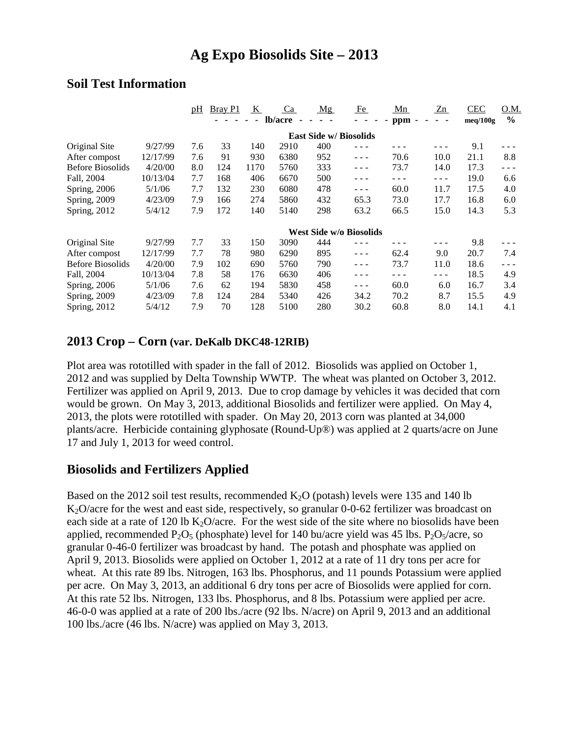# Ag Expo Biosolids Site – 2013

## Soil Test Information

| | | pH | Bray P1 | K | Ca | Mg | Fe | Mn | Zn | CEC | O.M. |
|---|---|---|---|---|---|---|---|---|---|---|---|
| | | | - - - - - - lb/acre - - - - | | | | - - - - - ppm - - - - | | | meq/100g | % |
| | | | | | | East Side w/ Biosolids | | | | | |
| Original Site | 9/27/99 | 7.6 | 33 | 140 | 2910 | 400 | - - - | - - - | - - - | 9.1 | - - - |
| After compost | 12/17/99 | 7.6 | 91 | 930 | 6380 | 952 | - - - | 70.6 | 10.0 | 21.1 | 8.8 |
| Before Biosolids | 4/20/00 | 8.0 | 124 | 1170 | 5760 | 333 | - - - | 73.7 | 14.0 | 17.3 | - - - |
| Fall, 2004 | 10/13/04 | 7.7 | 168 | 406 | 6670 | 500 | - - - | - - - | - - - | 19.0 | 6.6 |
| Spring, 2006 | 5/1/06 | 7.7 | 132 | 230 | 6080 | 478 | - - - | 60.0 | 11.7 | 17.5 | 4.0 |
| Spring, 2009 | 4/23/09 | 7.9 | 166 | 274 | 5860 | 432 | 65.3 | 73.0 | 17.7 | 16.8 | 6.0 |
| Spring, 2012 | 5/4/12 | 7.9 | 172 | 140 | 5140 | 298 | 63.2 | 66.5 | 15.0 | 14.3 | 5.3 |
| | | | | | | West Side w/o Biosolids | | | | | |
| Original Site | 9/27/99 | 7.7 | 33 | 150 | 3090 | 444 | - - - | - - - | - - - | 9.8 | - - - |
| After compost | 12/17/99 | 7.7 | 78 | 980 | 6290 | 895 | - - - | 62.4 | 9.0 | 20.7 | 7.4 |
| Before Biosolids | 4/20/00 | 7.9 | 102 | 690 | 5760 | 790 | - - - | 73.7 | 11.0 | 18.6 | - - - |
| Fall, 2004 | 10/13/04 | 7.8 | 58 | 176 | 6630 | 406 | - - - | - - - | - - - | 18.5 | 4.9 |
| Spring, 2006 | 5/1/06 | 7.6 | 62 | 194 | 5830 | 458 | - - - | 60.0 | 6.0 | 16.7 | 3.4 |
| Spring, 2009 | 4/23/09 | 7.8 | 124 | 284 | 5340 | 426 | 34.2 | 70.2 | 8.7 | 15.5 | 4.9 |
| Spring, 2012 | 5/4/12 | 7.9 | 70 | 128 | 5100 | 280 | 30.2 | 60.8 | 8.0 | 14.1 | 4.1 |

## 2013 Crop – Corn (var. DeKalb DKC48-12RIB)

Plot area was rototilled with spader in the fall of 2012. Biosolids was applied on October 1, 2012 and was supplied by Delta Township WWTP. The wheat was planted on October 3, 2012. Fertilizer was applied on April 9, 2013. Due to crop damage by vehicles it was decided that corn would be grown. On May 3, 2013, additional Biosolids and fertilizer were applied. On May 4, 2013, the plots were rototilled with spader. On May 20, 2013 corn was planted at 34,000 plants/acre. Herbicide containing glyphosate (Round-Up®) was applied at 2 quarts/acre on June 17 and July 1, 2013 for weed control.

## Biosolids and Fertilizers Applied

Based on the 2012 soil test results, recommended $K_2O$ (potash) levels were 135 and 140 lb $K_2O$/acre for the west and east side, respectively, so granular 0-0-62 fertilizer was broadcast on each side at a rate of 120 lb $K_2O$/acre. For the west side of the site where no biosolids have been applied, recommended $P_2O_5$ (phosphate) level for 140 bu/acre yield was 45 lbs. $P_2O_5$/acre, so granular 0-46-0 fertilizer was broadcast by hand. The potash and phosphate was applied on April 9, 2013. Biosolids were applied on October 1, 2012 at a rate of 11 dry tons per acre for wheat. At this rate 89 lbs. Nitrogen, 163 lbs. Phosphorus, and 11 pounds Potassium were applied per acre. On May 3, 2013, an additional 6 dry tons per acre of Biosolids were applied for corn. At this rate 52 lbs. Nitrogen, 133 lbs. Phosphorus, and 8 lbs. Potassium were applied per acre. 46-0-0 was applied at a rate of 200 lbs./acre (92 lbs. N/acre) on April 9, 2013 and an additional 100 lbs./acre (46 lbs. N/acre) was applied on May 3, 2013.